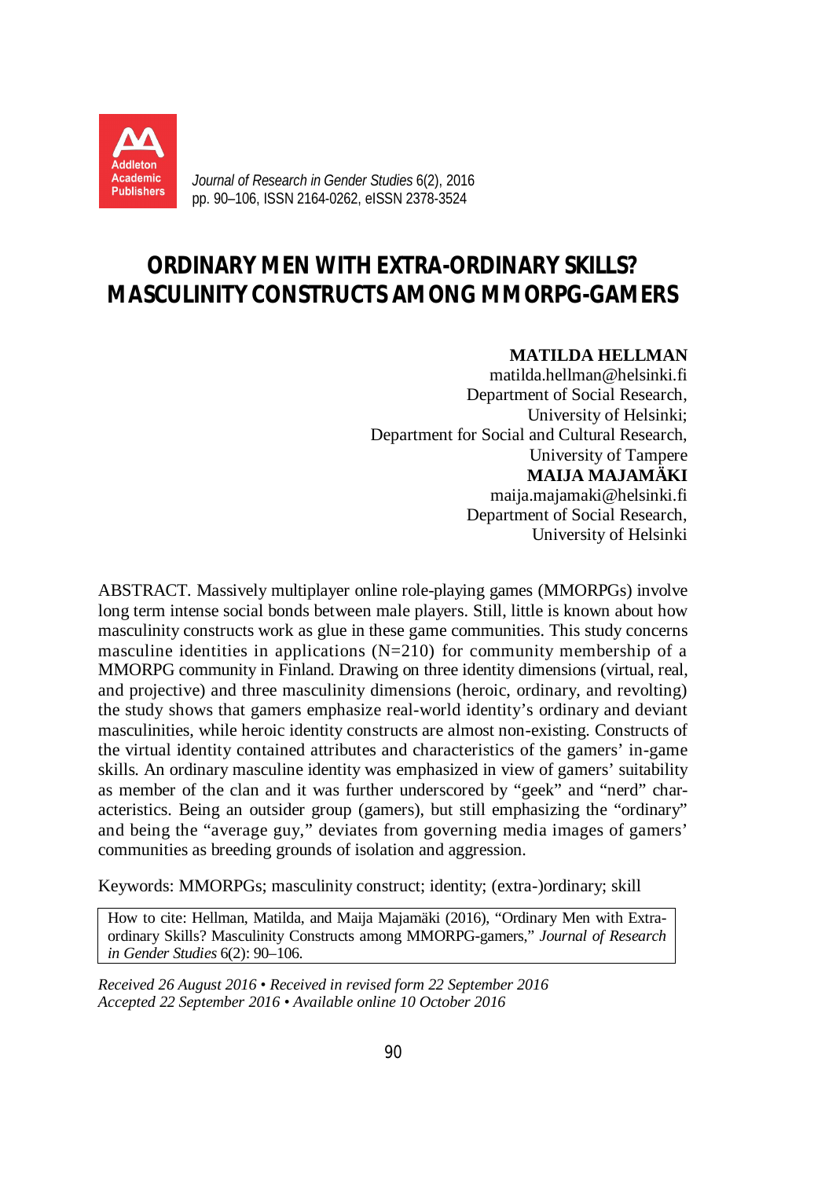*Journal of Research in Gender Studies* 6(2), 2016
pp. 90–106, ISSN 2164-0262, eISSN 2378-3524

# ORDINARY MEN WITH EXTRA-ORDINARY SKILLS? MASCULINITY CONSTRUCTS AMONG MMORPG-GAMERS

**MATILDA HELLMAN**
matilda.hellman@helsinki.fi
Department of Social Research,
University of Helsinki;
Department for Social and Cultural Research,
University of Tampere

**MAIJA MAJAMÄKI**
maija.majamaki@helsinki.fi
Department of Social Research,
University of Helsinki

ABSTRACT. Massively multiplayer online role-playing games (MMORPGs) involve long term intense social bonds between male players. Still, little is known about how masculinity constructs work as glue in these game communities. This study concerns masculine identities in applications (N=210) for community membership of a MMORPG community in Finland. Drawing on three identity dimensions (virtual, real, and projective) and three masculinity dimensions (heroic, ordinary, and revolting) the study shows that gamers emphasize real-world identity's ordinary and deviant masculinities, while heroic identity constructs are almost non-existing. Constructs of the virtual identity contained attributes and characteristics of the gamers' in-game skills. An ordinary masculine identity was emphasized in view of gamers' suitability as member of the clan and it was further underscored by "geek" and "nerd" characteristics. Being an outsider group (gamers), but still emphasizing the "ordinary" and being the "average guy," deviates from governing media images of gamers' communities as breeding grounds of isolation and aggression.

Keywords: MMORPGs; masculinity construct; identity; (extra-)ordinary; skill

How to cite: Hellman, Matilda, and Maija Majamäki (2016), "Ordinary Men with Extra-ordinary Skills? Masculinity Constructs among MMORPG-gamers," *Journal of Research in Gender Studies* 6(2): 90–106.

*Received 26 August 2016 • Received in revised form 22 September 2016*
*Accepted 22 September 2016 • Available online 10 October 2016*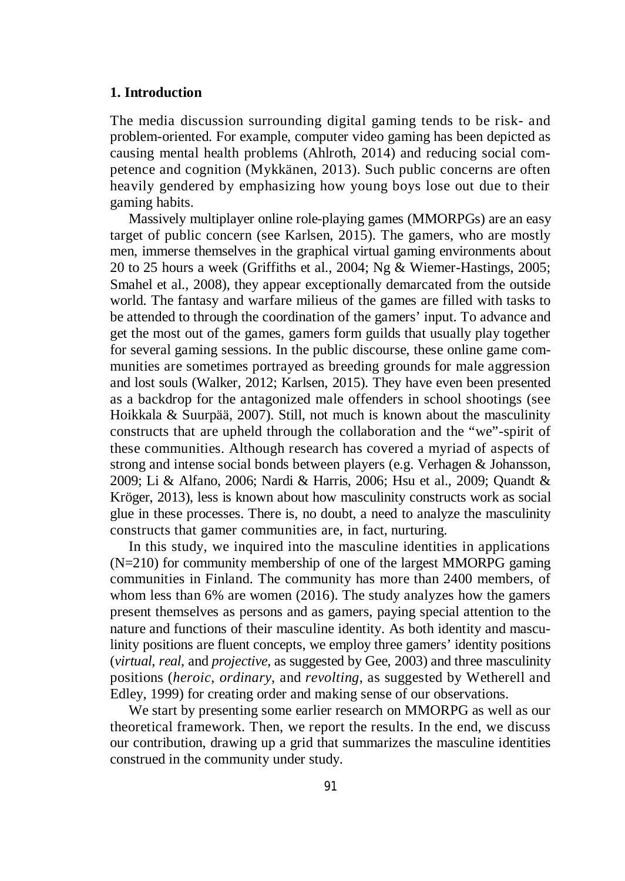## 1. Introduction

The media discussion surrounding digital gaming tends to be risk- and problem-oriented. For example, computer video gaming has been depicted as causing mental health problems (Ahlroth, 2014) and reducing social competence and cognition (Mykkänen, 2013). Such public concerns are often heavily gendered by emphasizing how young boys lose out due to their gaming habits.

Massively multiplayer online role-playing games (MMORPGs) are an easy target of public concern (see Karlsen, 2015). The gamers, who are mostly men, immerse themselves in the graphical virtual gaming environments about 20 to 25 hours a week (Griffiths et al., 2004; Ng & Wiemer-Hastings, 2005; Smahel et al., 2008), they appear exceptionally demarcated from the outside world. The fantasy and warfare milieus of the games are filled with tasks to be attended to through the coordination of the gamers' input. To advance and get the most out of the games, gamers form guilds that usually play together for several gaming sessions. In the public discourse, these online game communities are sometimes portrayed as breeding grounds for male aggression and lost souls (Walker, 2012; Karlsen, 2015). They have even been presented as a backdrop for the antagonized male offenders in school shootings (see Hoikkala & Suurpää, 2007). Still, not much is known about the masculinity constructs that are upheld through the collaboration and the "we"-spirit of these communities. Although research has covered a myriad of aspects of strong and intense social bonds between players (e.g. Verhagen & Johansson, 2009; Li & Alfano, 2006; Nardi & Harris, 2006; Hsu et al., 2009; Quandt & Kröger, 2013), less is known about how masculinity constructs work as social glue in these processes. There is, no doubt, a need to analyze the masculinity constructs that gamer communities are, in fact, nurturing.

In this study, we inquired into the masculine identities in applications (N=210) for community membership of one of the largest MMORPG gaming communities in Finland. The community has more than 2400 members, of whom less than 6% are women (2016). The study analyzes how the gamers present themselves as persons and as gamers, paying special attention to the nature and functions of their masculine identity. As both identity and masculinity positions are fluent concepts, we employ three gamers' identity positions (*virtual*, *real*, and *projective*, as suggested by Gee, 2003) and three masculinity positions (*heroic*, *ordinary*, and *revolting*, as suggested by Wetherell and Edley, 1999) for creating order and making sense of our observations.

We start by presenting some earlier research on MMORPG as well as our theoretical framework. Then, we report the results. In the end, we discuss our contribution, drawing up a grid that summarizes the masculine identities construed in the community under study.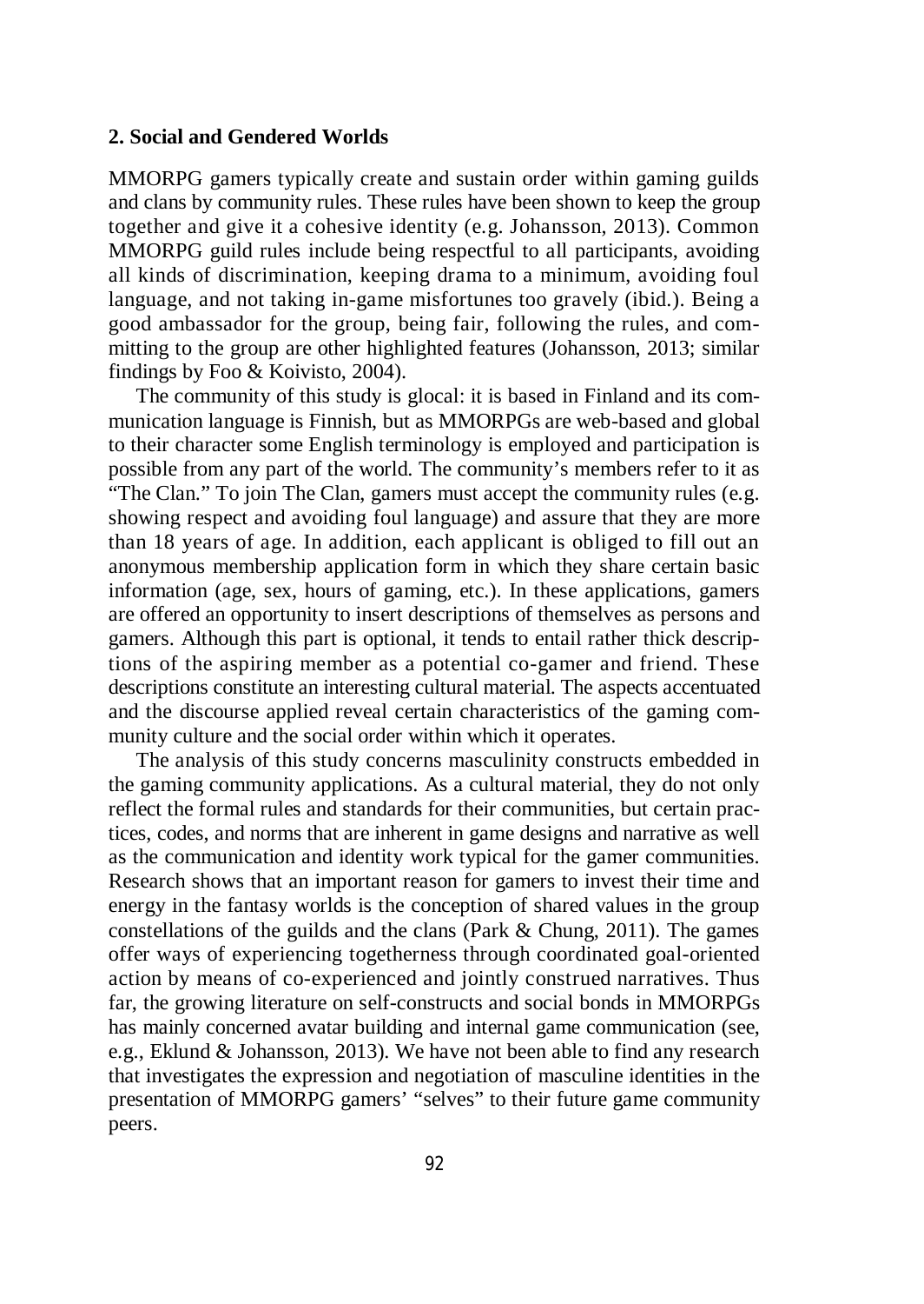## 2. Social and Gendered Worlds

MMORPG gamers typically create and sustain order within gaming guilds and clans by community rules. These rules have been shown to keep the group together and give it a cohesive identity (e.g. Johansson, 2013). Common MMORPG guild rules include being respectful to all participants, avoiding all kinds of discrimination, keeping drama to a minimum, avoiding foul language, and not taking in-game misfortunes too gravely (ibid.). Being a good ambassador for the group, being fair, following the rules, and committing to the group are other highlighted features (Johansson, 2013; similar findings by Foo & Koivisto, 2004).

The community of this study is glocal: it is based in Finland and its communication language is Finnish, but as MMORPGs are web-based and global to their character some English terminology is employed and participation is possible from any part of the world. The community's members refer to it as "The Clan." To join The Clan, gamers must accept the community rules (e.g. showing respect and avoiding foul language) and assure that they are more than 18 years of age. In addition, each applicant is obliged to fill out an anonymous membership application form in which they share certain basic information (age, sex, hours of gaming, etc.). In these applications, gamers are offered an opportunity to insert descriptions of themselves as persons and gamers. Although this part is optional, it tends to entail rather thick descriptions of the aspiring member as a potential co-gamer and friend. These descriptions constitute an interesting cultural material. The aspects accentuated and the discourse applied reveal certain characteristics of the gaming community culture and the social order within which it operates.

The analysis of this study concerns masculinity constructs embedded in the gaming community applications. As a cultural material, they do not only reflect the formal rules and standards for their communities, but certain practices, codes, and norms that are inherent in game designs and narrative as well as the communication and identity work typical for the gamer communities. Research shows that an important reason for gamers to invest their time and energy in the fantasy worlds is the conception of shared values in the group constellations of the guilds and the clans (Park & Chung, 2011). The games offer ways of experiencing togetherness through coordinated goal-oriented action by means of co-experienced and jointly construed narratives. Thus far, the growing literature on self-constructs and social bonds in MMORPGs has mainly concerned avatar building and internal game communication (see, e.g., Eklund & Johansson, 2013). We have not been able to find any research that investigates the expression and negotiation of masculine identities in the presentation of MMORPG gamers' "selves" to their future game community peers.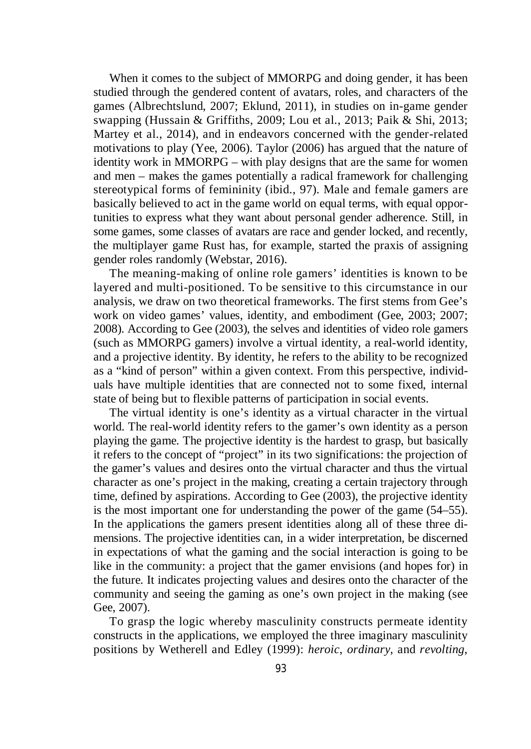When it comes to the subject of MMORPG and doing gender, it has been studied through the gendered content of avatars, roles, and characters of the games (Albrechtslund, 2007; Eklund, 2011), in studies on in-game gender swapping (Hussain & Griffiths, 2009; Lou et al., 2013; Paik & Shi, 2013; Martey et al., 2014), and in endeavors concerned with the gender-related motivations to play (Yee, 2006). Taylor (2006) has argued that the nature of identity work in MMORPG – with play designs that are the same for women and men – makes the games potentially a radical framework for challenging stereotypical forms of femininity (ibid., 97). Male and female gamers are basically believed to act in the game world on equal terms, with equal opportunities to express what they want about personal gender adherence. Still, in some games, some classes of avatars are race and gender locked, and recently, the multiplayer game Rust has, for example, started the praxis of assigning gender roles randomly (Webstar, 2016).

The meaning-making of online role gamers' identities is known to be layered and multi-positioned. To be sensitive to this circumstance in our analysis, we draw on two theoretical frameworks. The first stems from Gee's work on video games' values, identity, and embodiment (Gee, 2003; 2007; 2008). According to Gee (2003), the selves and identities of video role gamers (such as MMORPG gamers) involve a virtual identity, a real-world identity, and a projective identity. By identity, he refers to the ability to be recognized as a "kind of person" within a given context. From this perspective, individuals have multiple identities that are connected not to some fixed, internal state of being but to flexible patterns of participation in social events.

The virtual identity is one's identity as a virtual character in the virtual world. The real-world identity refers to the gamer's own identity as a person playing the game. The projective identity is the hardest to grasp, but basically it refers to the concept of "project" in its two significations: the projection of the gamer's values and desires onto the virtual character and thus the virtual character as one's project in the making, creating a certain trajectory through time, defined by aspirations. According to Gee (2003), the projective identity is the most important one for understanding the power of the game (54–55). In the applications the gamers present identities along all of these three dimensions. The projective identities can, in a wider interpretation, be discerned in expectations of what the gaming and the social interaction is going to be like in the community: a project that the gamer envisions (and hopes for) in the future. It indicates projecting values and desires onto the character of the community and seeing the gaming as one's own project in the making (see Gee, 2007).

To grasp the logic whereby masculinity constructs permeate identity constructs in the applications, we employed the three imaginary masculinity positions by Wetherell and Edley (1999): *heroic*, *ordinary*, and *revolting*,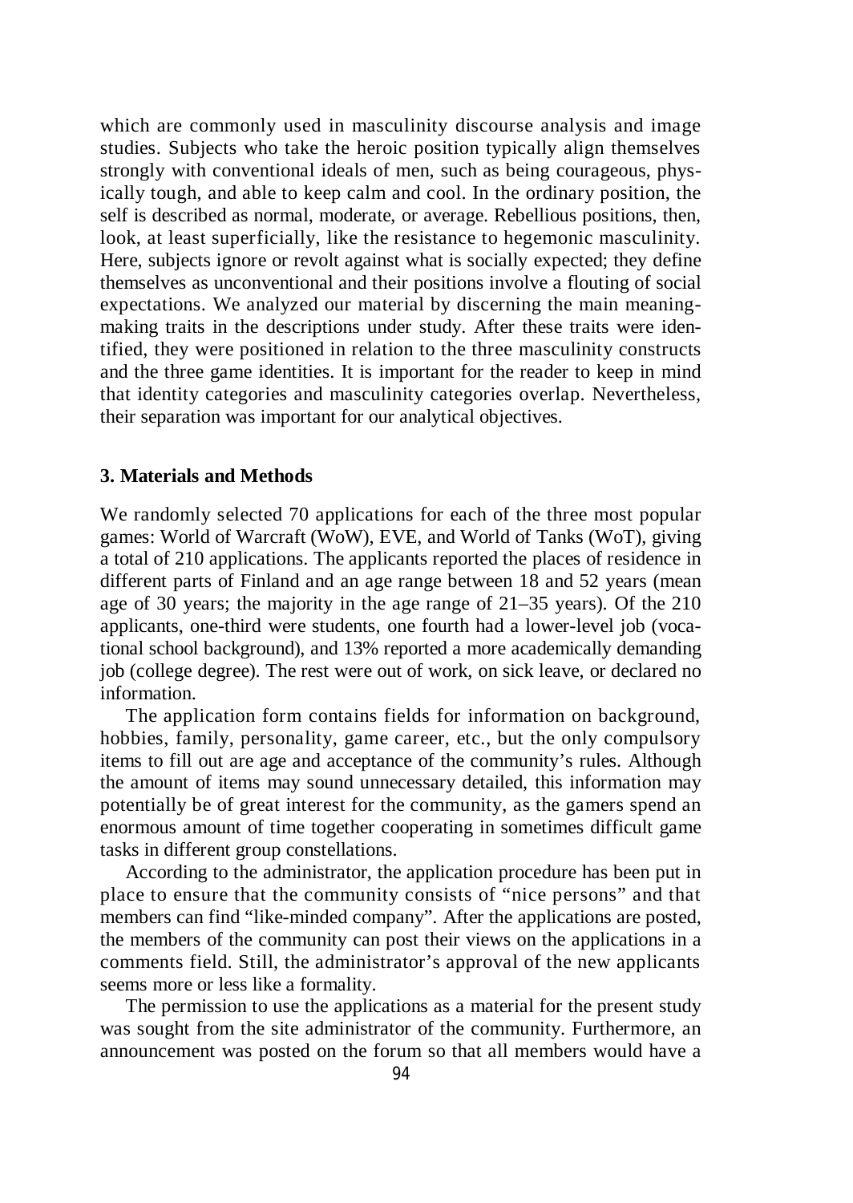which are commonly used in masculinity discourse analysis and image studies. Subjects who take the heroic position typically align themselves strongly with conventional ideals of men, such as being courageous, physically tough, and able to keep calm and cool. In the ordinary position, the self is described as normal, moderate, or average. Rebellious positions, then, look, at least superficially, like the resistance to hegemonic masculinity. Here, subjects ignore or revolt against what is socially expected; they define themselves as unconventional and their positions involve a flouting of social expectations. We analyzed our material by discerning the main meaning-making traits in the descriptions under study. After these traits were identified, they were positioned in relation to the three masculinity constructs and the three game identities. It is important for the reader to keep in mind that identity categories and masculinity categories overlap. Nevertheless, their separation was important for our analytical objectives.

## 3. Materials and Methods

We randomly selected 70 applications for each of the three most popular games: World of Warcraft (WoW), EVE, and World of Tanks (WoT), giving a total of 210 applications. The applicants reported the places of residence in different parts of Finland and an age range between 18 and 52 years (mean age of 30 years; the majority in the age range of 21–35 years). Of the 210 applicants, one-third were students, one fourth had a lower-level job (vocational school background), and 13% reported a more academically demanding job (college degree). The rest were out of work, on sick leave, or declared no information.

The application form contains fields for information on background, hobbies, family, personality, game career, etc., but the only compulsory items to fill out are age and acceptance of the community's rules. Although the amount of items may sound unnecessary detailed, this information may potentially be of great interest for the community, as the gamers spend an enormous amount of time together cooperating in sometimes difficult game tasks in different group constellations.

According to the administrator, the application procedure has been put in place to ensure that the community consists of "nice persons" and that members can find "like-minded company". After the applications are posted, the members of the community can post their views on the applications in a comments field. Still, the administrator's approval of the new applicants seems more or less like a formality.

The permission to use the applications as a material for the present study was sought from the site administrator of the community. Furthermore, an announcement was posted on the forum so that all members would have a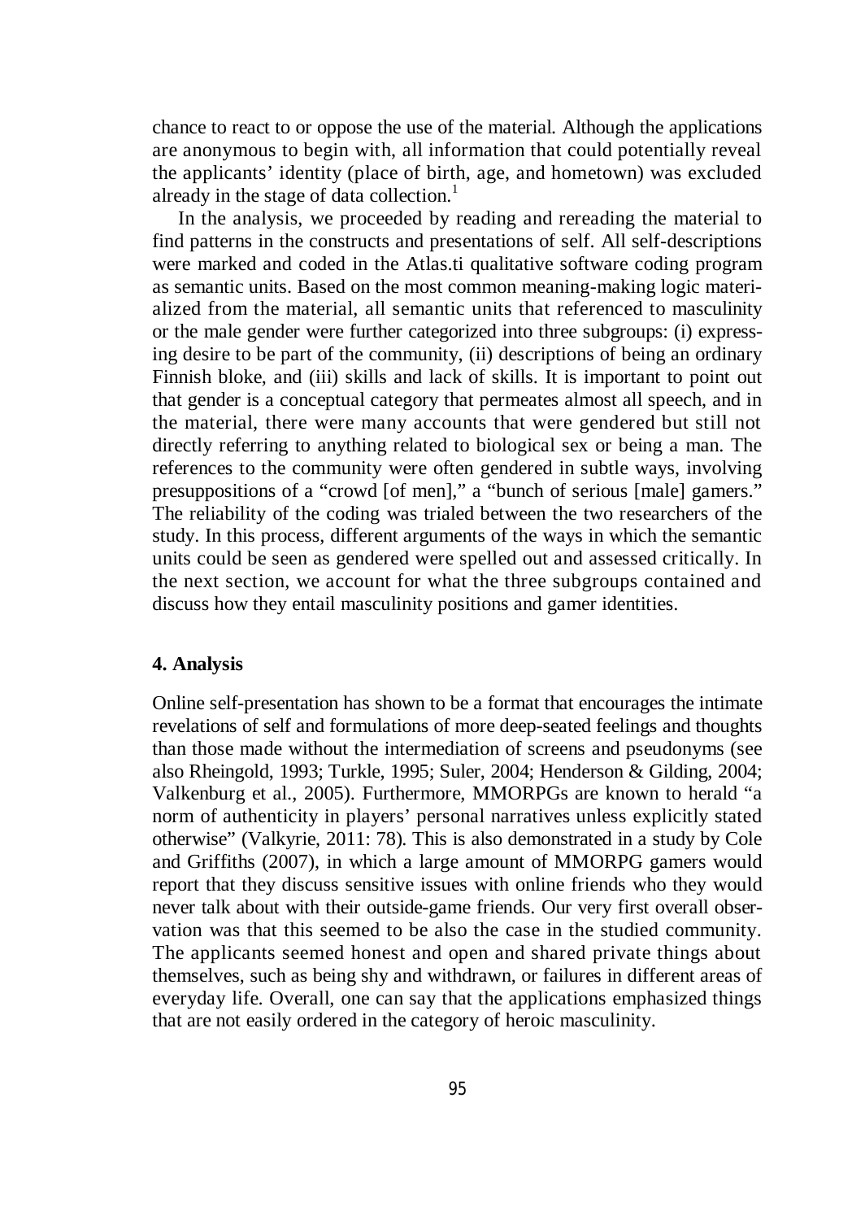chance to react to or oppose the use of the material. Although the applications are anonymous to begin with, all information that could potentially reveal the applicants' identity (place of birth, age, and hometown) was excluded already in the stage of data collection.[1]

In the analysis, we proceeded by reading and rereading the material to find patterns in the constructs and presentations of self. All self-descriptions were marked and coded in the Atlas.ti qualitative software coding program as semantic units. Based on the most common meaning-making logic materialized from the material, all semantic units that referenced to masculinity or the male gender were further categorized into three subgroups: (i) expressing desire to be part of the community, (ii) descriptions of being an ordinary Finnish bloke, and (iii) skills and lack of skills. It is important to point out that gender is a conceptual category that permeates almost all speech, and in the material, there were many accounts that were gendered but still not directly referring to anything related to biological sex or being a man. The references to the community were often gendered in subtle ways, involving presuppositions of a "crowd [of men]," a "bunch of serious [male] gamers." The reliability of the coding was trialed between the two researchers of the study. In this process, different arguments of the ways in which the semantic units could be seen as gendered were spelled out and assessed critically. In the next section, we account for what the three subgroups contained and discuss how they entail masculinity positions and gamer identities.

## 4. Analysis

Online self-presentation has shown to be a format that encourages the intimate revelations of self and formulations of more deep-seated feelings and thoughts than those made without the intermediation of screens and pseudonyms (see also Rheingold, 1993; Turkle, 1995; Suler, 2004; Henderson & Gilding, 2004; Valkenburg et al., 2005). Furthermore, MMORPGs are known to herald "a norm of authenticity in players' personal narratives unless explicitly stated otherwise" (Valkyrie, 2011: 78). This is also demonstrated in a study by Cole and Griffiths (2007), in which a large amount of MMORPG gamers would report that they discuss sensitive issues with online friends who they would never talk about with their outside-game friends. Our very first overall observation was that this seemed to be also the case in the studied community. The applicants seemed honest and open and shared private things about themselves, such as being shy and withdrawn, or failures in different areas of everyday life. Overall, one can say that the applications emphasized things that are not easily ordered in the category of heroic masculinity.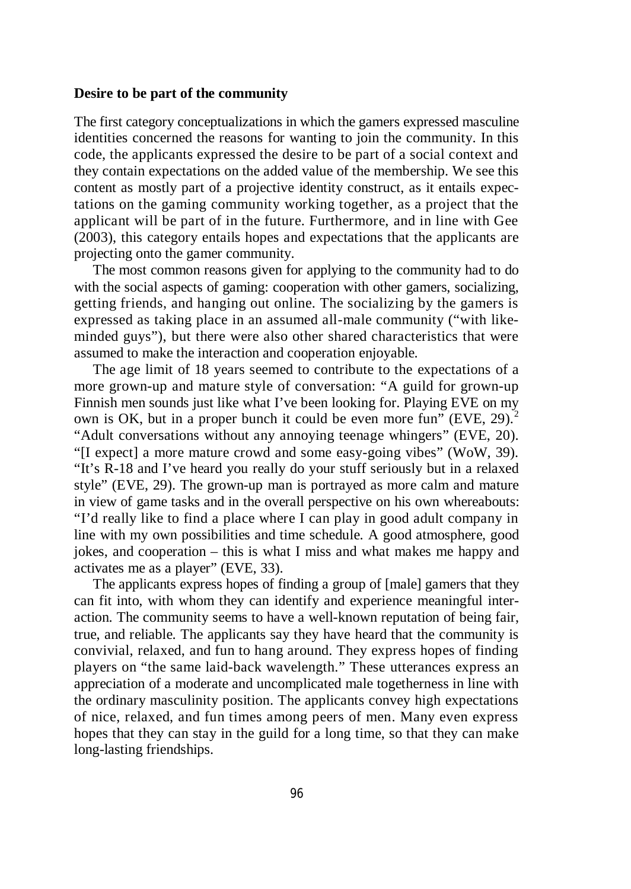**Desire to be part of the community**

The first category conceptualizations in which the gamers expressed masculine identities concerned the reasons for wanting to join the community. In this code, the applicants expressed the desire to be part of a social context and they contain expectations on the added value of the membership. We see this content as mostly part of a projective identity construct, as it entails expectations on the gaming community working together, as a project that the applicant will be part of in the future. Furthermore, and in line with Gee (2003), this category entails hopes and expectations that the applicants are projecting onto the gamer community.

The most common reasons given for applying to the community had to do with the social aspects of gaming: cooperation with other gamers, socializing, getting friends, and hanging out online. The socializing by the gamers is expressed as taking place in an assumed all-male community ("with like-minded guys"), but there were also other shared characteristics that were assumed to make the interaction and cooperation enjoyable.

The age limit of 18 years seemed to contribute to the expectations of a more grown-up and mature style of conversation: "A guild for grown-up Finnish men sounds just like what I've been looking for. Playing EVE on my own is OK, but in a proper bunch it could be even more fun" (EVE, 29).[2] "Adult conversations without any annoying teenage whingers" (EVE, 20). "[I expect] a more mature crowd and some easy-going vibes" (WoW, 39). "It's R-18 and I've heard you really do your stuff seriously but in a relaxed style" (EVE, 29). The grown-up man is portrayed as more calm and mature in view of game tasks and in the overall perspective on his own whereabouts: "I'd really like to find a place where I can play in good adult company in line with my own possibilities and time schedule. A good atmosphere, good jokes, and cooperation – this is what I miss and what makes me happy and activates me as a player" (EVE, 33).

The applicants express hopes of finding a group of [male] gamers that they can fit into, with whom they can identify and experience meaningful interaction. The community seems to have a well-known reputation of being fair, true, and reliable. The applicants say they have heard that the community is convivial, relaxed, and fun to hang around. They express hopes of finding players on "the same laid-back wavelength." These utterances express an appreciation of a moderate and uncomplicated male togetherness in line with the ordinary masculinity position. The applicants convey high expectations of nice, relaxed, and fun times among peers of men. Many even express hopes that they can stay in the guild for a long time, so that they can make long-lasting friendships.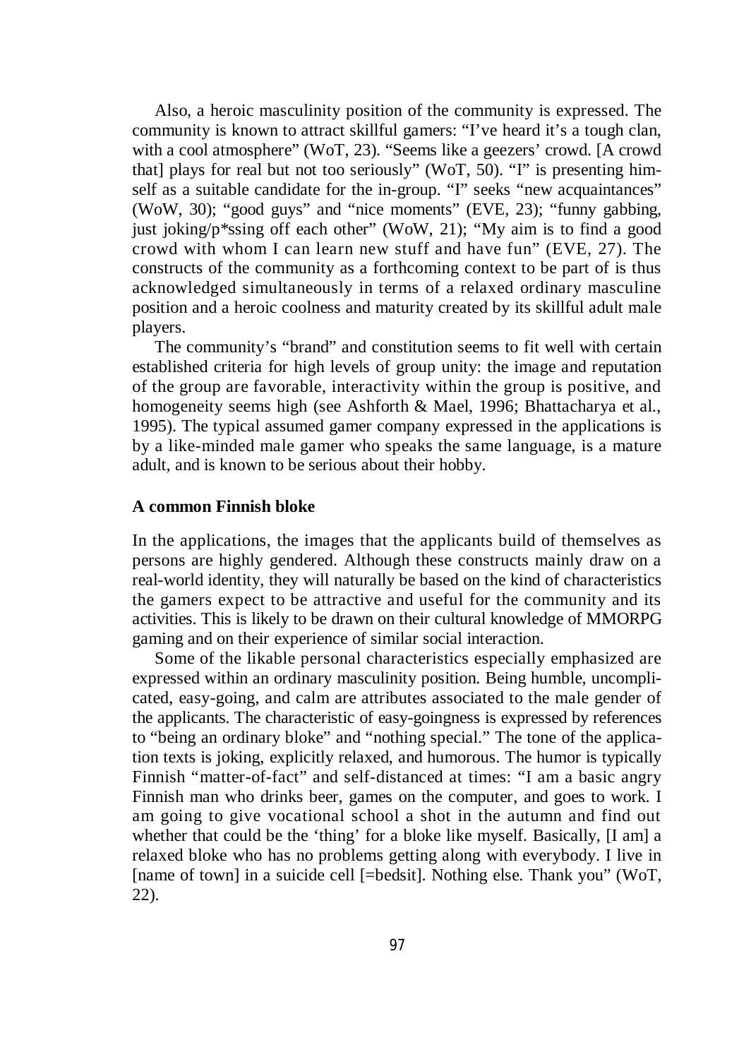Also, a heroic masculinity position of the community is expressed. The community is known to attract skillful gamers: "I've heard it's a tough clan, with a cool atmosphere" (WoT, 23). "Seems like a geezers' crowd. [A crowd that] plays for real but not too seriously" (WoT, 50). "I" is presenting himself as a suitable candidate for the in-group. "I" seeks "new acquaintances" (WoW, 30); "good guys" and "nice moments" (EVE, 23); "funny gabbing, just joking/p*ssing off each other" (WoW, 21); "My aim is to find a good crowd with whom I can learn new stuff and have fun" (EVE, 27). The constructs of the community as a forthcoming context to be part of is thus acknowledged simultaneously in terms of a relaxed ordinary masculine position and a heroic coolness and maturity created by its skillful adult male players.

The community's "brand" and constitution seems to fit well with certain established criteria for high levels of group unity: the image and reputation of the group are favorable, interactivity within the group is positive, and homogeneity seems high (see Ashforth & Mael, 1996; Bhattacharya et al., 1995). The typical assumed gamer company expressed in the applications is by a like-minded male gamer who speaks the same language, is a mature adult, and is known to be serious about their hobby.

### A common Finnish bloke

In the applications, the images that the applicants build of themselves as persons are highly gendered. Although these constructs mainly draw on a real-world identity, they will naturally be based on the kind of characteristics the gamers expect to be attractive and useful for the community and its activities. This is likely to be drawn on their cultural knowledge of MMORPG gaming and on their experience of similar social interaction.

Some of the likable personal characteristics especially emphasized are expressed within an ordinary masculinity position. Being humble, uncomplicated, easy-going, and calm are attributes associated to the male gender of the applicants. The characteristic of easy-goingness is expressed by references to "being an ordinary bloke" and "nothing special." The tone of the application texts is joking, explicitly relaxed, and humorous. The humor is typically Finnish "matter-of-fact" and self-distanced at times: "I am a basic angry Finnish man who drinks beer, games on the computer, and goes to work. I am going to give vocational school a shot in the autumn and find out whether that could be the 'thing' for a bloke like myself. Basically, [I am] a relaxed bloke who has no problems getting along with everybody. I live in [name of town] in a suicide cell [=bedsit]. Nothing else. Thank you" (WoT, 22).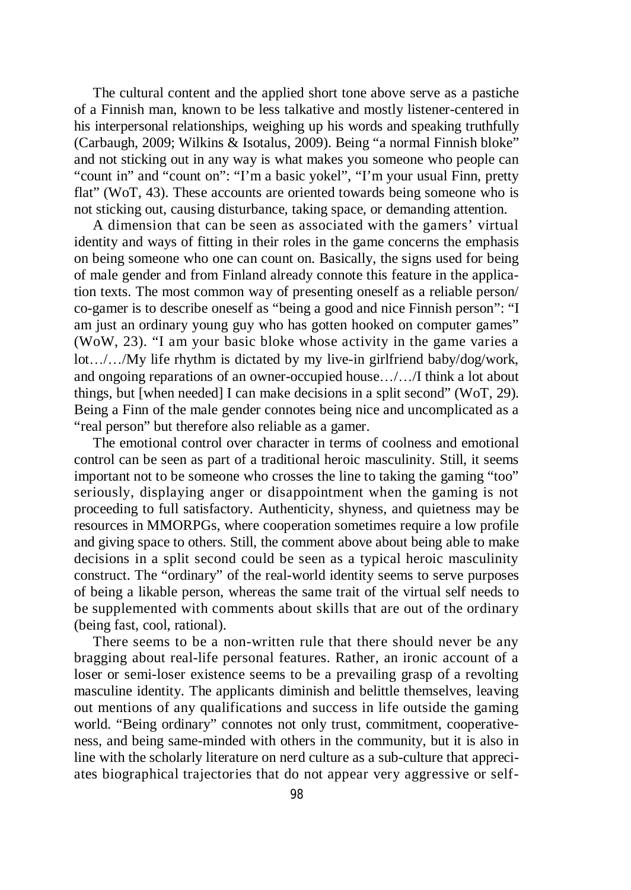The cultural content and the applied short tone above serve as a pastiche of a Finnish man, known to be less talkative and mostly listener-centered in his interpersonal relationships, weighing up his words and speaking truthfully (Carbaugh, 2009; Wilkins & Isotalus, 2009). Being "a normal Finnish bloke" and not sticking out in any way is what makes you someone who people can "count in" and "count on": "I'm a basic yokel", "I'm your usual Finn, pretty flat" (WoT, 43). These accounts are oriented towards being someone who is not sticking out, causing disturbance, taking space, or demanding attention.

A dimension that can be seen as associated with the gamers' virtual identity and ways of fitting in their roles in the game concerns the emphasis on being someone who one can count on. Basically, the signs used for being of male gender and from Finland already connote this feature in the application texts. The most common way of presenting oneself as a reliable person/ co-gamer is to describe oneself as "being a good and nice Finnish person": "I am just an ordinary young guy who has gotten hooked on computer games" (WoW, 23). "I am your basic bloke whose activity in the game varies a lot…/…/My life rhythm is dictated by my live-in girlfriend baby/dog/work, and ongoing reparations of an owner-occupied house…/…/I think a lot about things, but [when needed] I can make decisions in a split second" (WoT, 29). Being a Finn of the male gender connotes being nice and uncomplicated as a "real person" but therefore also reliable as a gamer.

The emotional control over character in terms of coolness and emotional control can be seen as part of a traditional heroic masculinity. Still, it seems important not to be someone who crosses the line to taking the gaming "too" seriously, displaying anger or disappointment when the gaming is not proceeding to full satisfactory. Authenticity, shyness, and quietness may be resources in MMORPGs, where cooperation sometimes require a low profile and giving space to others. Still, the comment above about being able to make decisions in a split second could be seen as a typical heroic masculinity construct. The "ordinary" of the real-world identity seems to serve purposes of being a likable person, whereas the same trait of the virtual self needs to be supplemented with comments about skills that are out of the ordinary (being fast, cool, rational).

There seems to be a non-written rule that there should never be any bragging about real-life personal features. Rather, an ironic account of a loser or semi-loser existence seems to be a prevailing grasp of a revolting masculine identity. The applicants diminish and belittle themselves, leaving out mentions of any qualifications and success in life outside the gaming world. "Being ordinary" connotes not only trust, commitment, cooperativeness, and being same-minded with others in the community, but it is also in line with the scholarly literature on nerd culture as a sub-culture that appreciates biographical trajectories that do not appear very aggressive or self-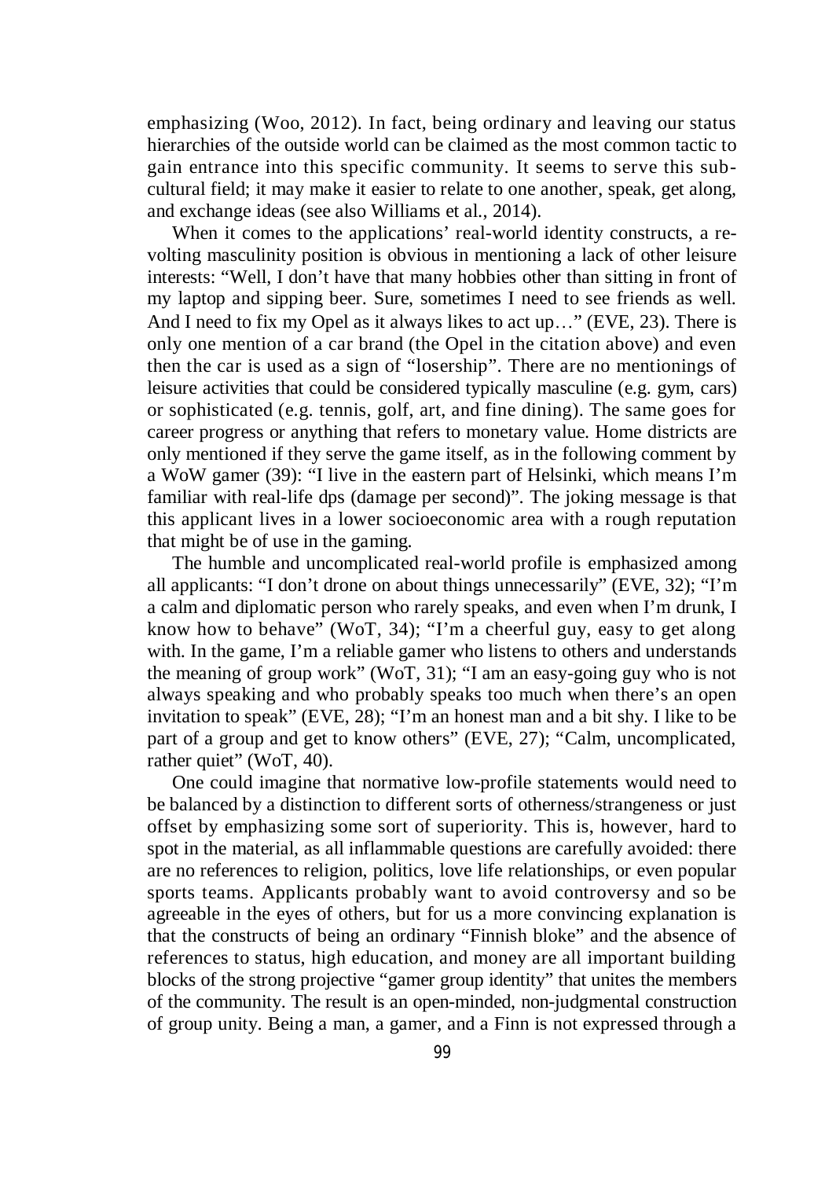emphasizing (Woo, 2012). In fact, being ordinary and leaving our status hierarchies of the outside world can be claimed as the most common tactic to gain entrance into this specific community. It seems to serve this subcultural field; it may make it easier to relate to one another, speak, get along, and exchange ideas (see also Williams et al., 2014).

When it comes to the applications' real-world identity constructs, a revolting masculinity position is obvious in mentioning a lack of other leisure interests: "Well, I don't have that many hobbies other than sitting in front of my laptop and sipping beer. Sure, sometimes I need to see friends as well. And I need to fix my Opel as it always likes to act up…" (EVE, 23). There is only one mention of a car brand (the Opel in the citation above) and even then the car is used as a sign of "losership". There are no mentionings of leisure activities that could be considered typically masculine (e.g. gym, cars) or sophisticated (e.g. tennis, golf, art, and fine dining). The same goes for career progress or anything that refers to monetary value. Home districts are only mentioned if they serve the game itself, as in the following comment by a WoW gamer (39): "I live in the eastern part of Helsinki, which means I'm familiar with real-life dps (damage per second)". The joking message is that this applicant lives in a lower socioeconomic area with a rough reputation that might be of use in the gaming.

The humble and uncomplicated real-world profile is emphasized among all applicants: "I don't drone on about things unnecessarily" (EVE, 32); "I'm a calm and diplomatic person who rarely speaks, and even when I'm drunk, I know how to behave" (WoT, 34); "I'm a cheerful guy, easy to get along with. In the game, I'm a reliable gamer who listens to others and understands the meaning of group work" (WoT, 31); "I am an easy-going guy who is not always speaking and who probably speaks too much when there's an open invitation to speak" (EVE, 28); "I'm an honest man and a bit shy. I like to be part of a group and get to know others" (EVE, 27); "Calm, uncomplicated, rather quiet" (WoT, 40).

One could imagine that normative low-profile statements would need to be balanced by a distinction to different sorts of otherness/strangeness or just offset by emphasizing some sort of superiority. This is, however, hard to spot in the material, as all inflammable questions are carefully avoided: there are no references to religion, politics, love life relationships, or even popular sports teams. Applicants probably want to avoid controversy and so be agreeable in the eyes of others, but for us a more convincing explanation is that the constructs of being an ordinary "Finnish bloke" and the absence of references to status, high education, and money are all important building blocks of the strong projective "gamer group identity" that unites the members of the community. The result is an open-minded, non-judgmental construction of group unity. Being a man, a gamer, and a Finn is not expressed through a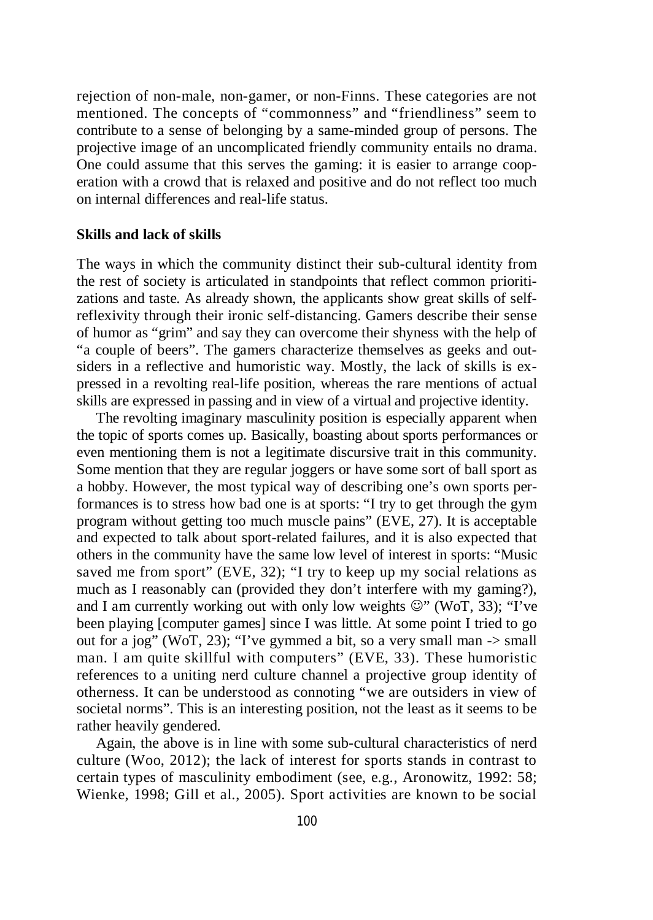rejection of non-male, non-gamer, or non-Finns. These categories are not mentioned. The concepts of "commonness" and "friendliness" seem to contribute to a sense of belonging by a same-minded group of persons. The projective image of an uncomplicated friendly community entails no drama. One could assume that this serves the gaming: it is easier to arrange cooperation with a crowd that is relaxed and positive and do not reflect too much on internal differences and real-life status.

**Skills and lack of skills**

The ways in which the community distinct their sub-cultural identity from the rest of society is articulated in standpoints that reflect common prioritizations and taste. As already shown, the applicants show great skills of self-reflexivity through their ironic self-distancing. Gamers describe their sense of humor as "grim" and say they can overcome their shyness with the help of "a couple of beers". The gamers characterize themselves as geeks and outsiders in a reflective and humoristic way. Mostly, the lack of skills is expressed in a revolting real-life position, whereas the rare mentions of actual skills are expressed in passing and in view of a virtual and projective identity.

The revolting imaginary masculinity position is especially apparent when the topic of sports comes up. Basically, boasting about sports performances or even mentioning them is not a legitimate discursive trait in this community. Some mention that they are regular joggers or have some sort of ball sport as a hobby. However, the most typical way of describing one's own sports performances is to stress how bad one is at sports: "I try to get through the gym program without getting too much muscle pains" (EVE, 27). It is acceptable and expected to talk about sport-related failures, and it is also expected that others in the community have the same low level of interest in sports: "Music saved me from sport" (EVE, 32); "I try to keep up my social relations as much as I reasonably can (provided they don't interfere with my gaming?), and I am currently working out with only low weights ☺" (WoT, 33); "I've been playing [computer games] since I was little. At some point I tried to go out for a jog" (WoT, 23); "I've gymmed a bit, so a very small man -> small man. I am quite skillful with computers" (EVE, 33). These humoristic references to a uniting nerd culture channel a projective group identity of otherness. It can be understood as connoting "we are outsiders in view of societal norms". This is an interesting position, not the least as it seems to be rather heavily gendered.

Again, the above is in line with some sub-cultural characteristics of nerd culture (Woo, 2012); the lack of interest for sports stands in contrast to certain types of masculinity embodiment (see, e.g., Aronowitz, 1992: 58; Wienke, 1998; Gill et al., 2005). Sport activities are known to be social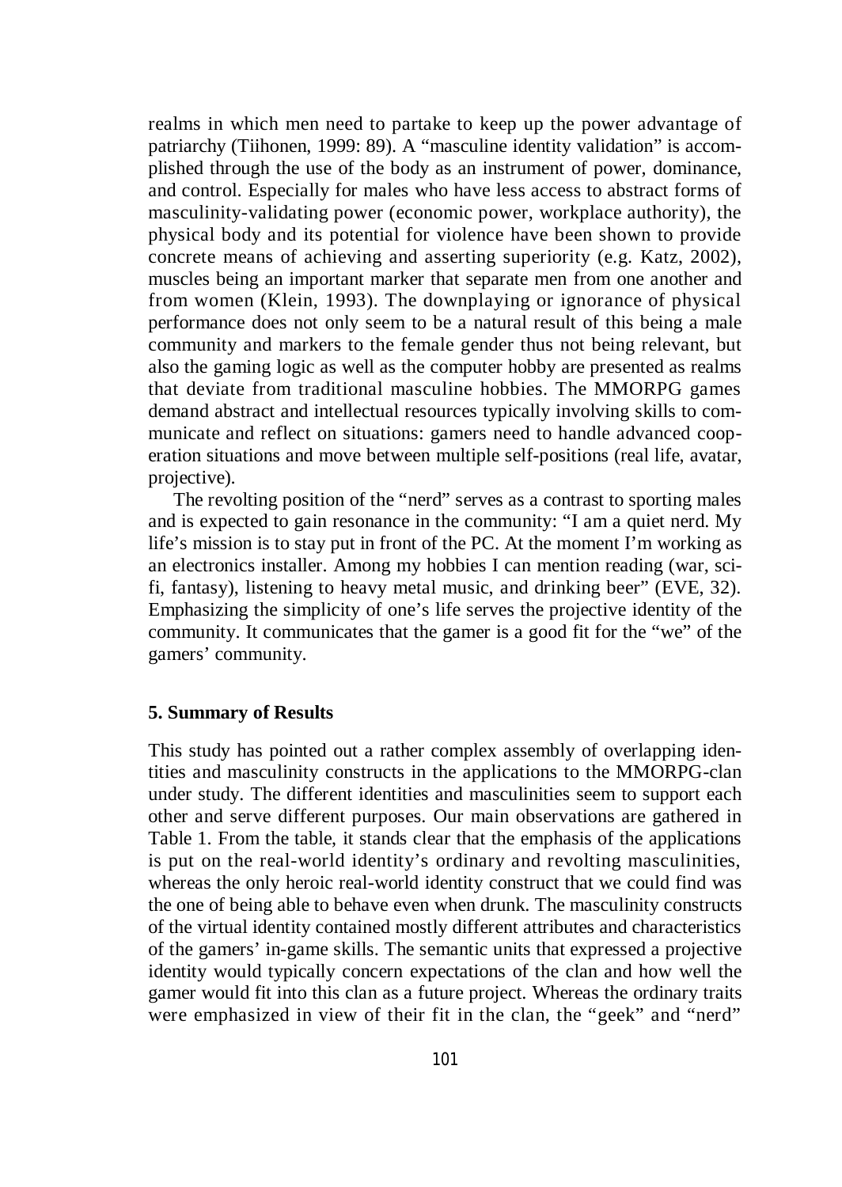realms in which men need to partake to keep up the power advantage of patriarchy (Tiihonen, 1999: 89). A "masculine identity validation" is accomplished through the use of the body as an instrument of power, dominance, and control. Especially for males who have less access to abstract forms of masculinity-validating power (economic power, workplace authority), the physical body and its potential for violence have been shown to provide concrete means of achieving and asserting superiority (e.g. Katz, 2002), muscles being an important marker that separate men from one another and from women (Klein, 1993). The downplaying or ignorance of physical performance does not only seem to be a natural result of this being a male community and markers to the female gender thus not being relevant, but also the gaming logic as well as the computer hobby are presented as realms that deviate from traditional masculine hobbies. The MMORPG games demand abstract and intellectual resources typically involving skills to communicate and reflect on situations: gamers need to handle advanced cooperation situations and move between multiple self-positions (real life, avatar, projective).

The revolting position of the "nerd" serves as a contrast to sporting males and is expected to gain resonance in the community: "I am a quiet nerd. My life's mission is to stay put in front of the PC. At the moment I'm working as an electronics installer. Among my hobbies I can mention reading (war, sci-fi, fantasy), listening to heavy metal music, and drinking beer" (EVE, 32). Emphasizing the simplicity of one's life serves the projective identity of the community. It communicates that the gamer is a good fit for the "we" of the gamers' community.

## 5. Summary of Results

This study has pointed out a rather complex assembly of overlapping identities and masculinity constructs in the applications to the MMORPG-clan under study. The different identities and masculinities seem to support each other and serve different purposes. Our main observations are gathered in Table 1. From the table, it stands clear that the emphasis of the applications is put on the real-world identity's ordinary and revolting masculinities, whereas the only heroic real-world identity construct that we could find was the one of being able to behave even when drunk. The masculinity constructs of the virtual identity contained mostly different attributes and characteristics of the gamers' in-game skills. The semantic units that expressed a projective identity would typically concern expectations of the clan and how well the gamer would fit into this clan as a future project. Whereas the ordinary traits were emphasized in view of their fit in the clan, the "geek" and "nerd"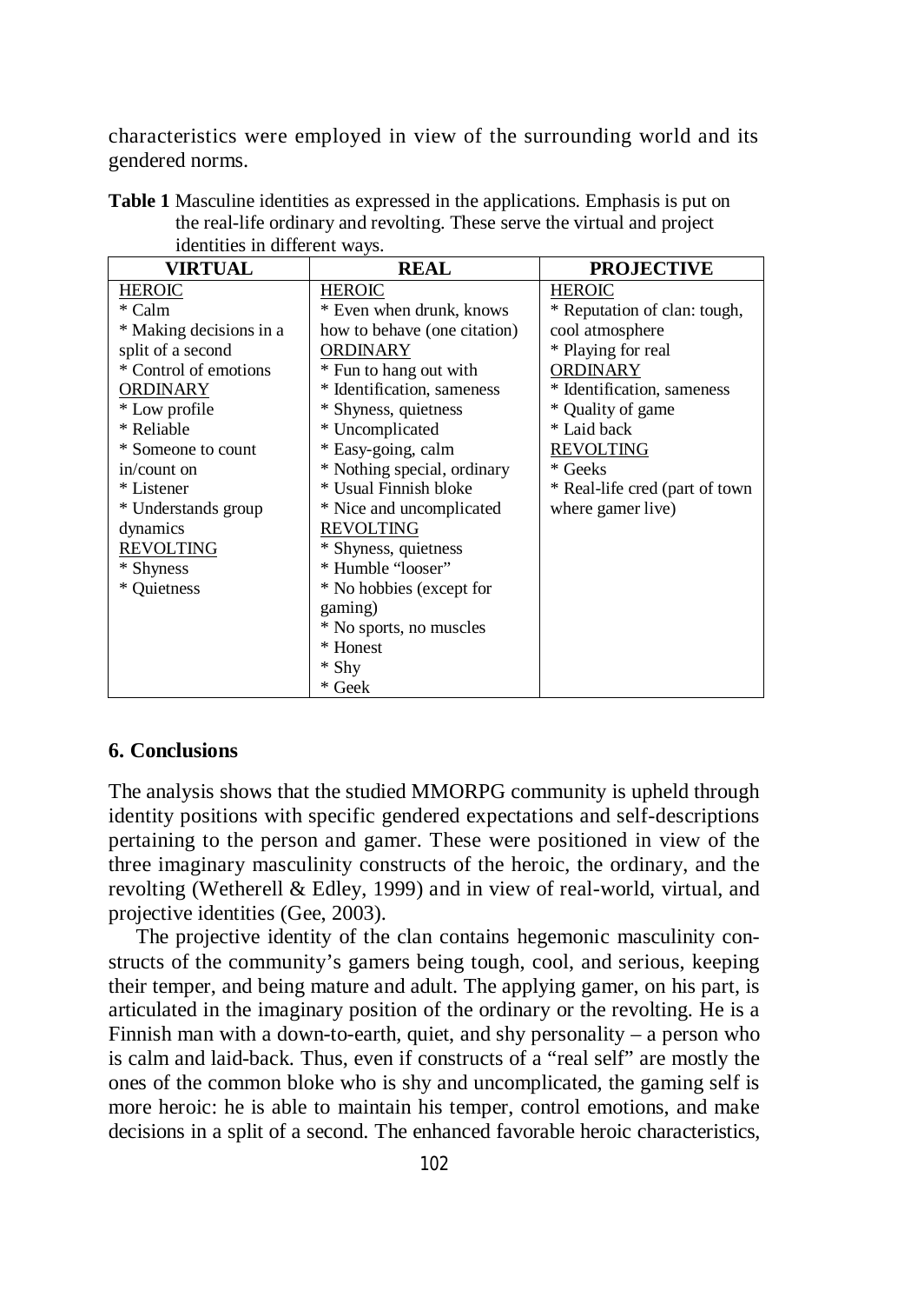characteristics were employed in view of the surrounding world and its gendered norms.

**Table 1** Masculine identities as expressed in the applications. Emphasis is put on the real-life ordinary and revolting. These serve the virtual and project identities in different ways.

| VIRTUAL | REAL | PROJECTIVE |
|---|---|---|
| HEROIC<br>* Calm<br>* Making decisions in a split of a second<br>* Control of emotions<br>ORDINARY<br>* Low profile<br>* Reliable<br>* Someone to count in/count on<br>* Listener<br>* Understands group dynamics<br>REVOLTING<br>* Shyness<br>* Quietness | HEROIC<br>* Even when drunk, knows how to behave (one citation)<br>ORDINARY<br>* Fun to hang out with<br>* Identification, sameness<br>* Shyness, quietness<br>* Uncomplicated<br>* Easy-going, calm<br>* Nothing special, ordinary<br>* Usual Finnish bloke<br>* Nice and uncomplicated<br>REVOLTING<br>* Shyness, quietness<br>* Humble "looser"<br>* No hobbies (except for gaming)<br>* No sports, no muscles<br>* Honest<br>* Shy<br>* Geek | HEROIC<br>* Reputation of clan: tough, cool atmosphere<br>* Playing for real<br>ORDINARY<br>* Identification, sameness<br>* Quality of game<br>* Laid back<br>REVOLTING<br>* Geeks<br>* Real-life cred (part of town where gamer live) |

## 6. Conclusions

The analysis shows that the studied MMORPG community is upheld through identity positions with specific gendered expectations and self-descriptions pertaining to the person and gamer. These were positioned in view of the three imaginary masculinity constructs of the heroic, the ordinary, and the revolting (Wetherell & Edley, 1999) and in view of real-world, virtual, and projective identities (Gee, 2003).

The projective identity of the clan contains hegemonic masculinity constructs of the community's gamers being tough, cool, and serious, keeping their temper, and being mature and adult. The applying gamer, on his part, is articulated in the imaginary position of the ordinary or the revolting. He is a Finnish man with a down-to-earth, quiet, and shy personality – a person who is calm and laid-back. Thus, even if constructs of a "real self" are mostly the ones of the common bloke who is shy and uncomplicated, the gaming self is more heroic: he is able to maintain his temper, control emotions, and make decisions in a split of a second. The enhanced favorable heroic characteristics,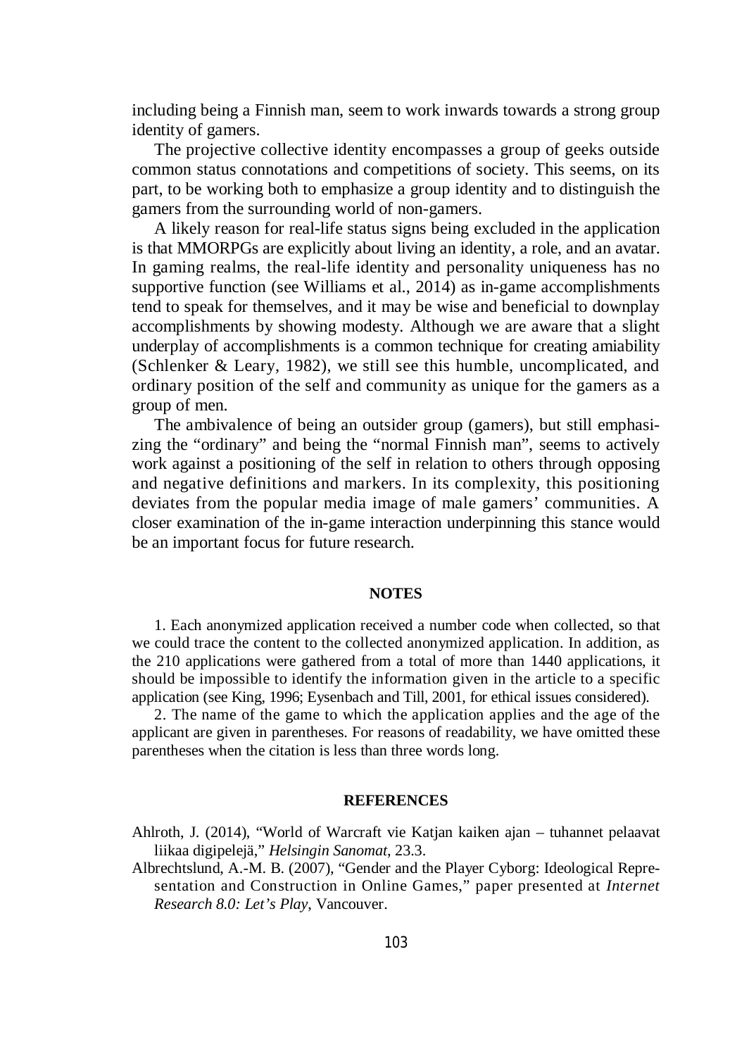including being a Finnish man, seem to work inwards towards a strong group identity of gamers.

The projective collective identity encompasses a group of geeks outside common status connotations and competitions of society. This seems, on its part, to be working both to emphasize a group identity and to distinguish the gamers from the surrounding world of non-gamers.

A likely reason for real-life status signs being excluded in the application is that MMORPGs are explicitly about living an identity, a role, and an avatar. In gaming realms, the real-life identity and personality uniqueness has no supportive function (see Williams et al., 2014) as in-game accomplishments tend to speak for themselves, and it may be wise and beneficial to downplay accomplishments by showing modesty. Although we are aware that a slight underplay of accomplishments is a common technique for creating amiability (Schlenker & Leary, 1982), we still see this humble, uncomplicated, and ordinary position of the self and community as unique for the gamers as a group of men.

The ambivalence of being an outsider group (gamers), but still emphasizing the "ordinary" and being the "normal Finnish man", seems to actively work against a positioning of the self in relation to others through opposing and negative definitions and markers. In its complexity, this positioning deviates from the popular media image of male gamers' communities. A closer examination of the in-game interaction underpinning this stance would be an important focus for future research.

## NOTES

1. Each anonymized application received a number code when collected, so that we could trace the content to the collected anonymized application. In addition, as the 210 applications were gathered from a total of more than 1440 applications, it should be impossible to identify the information given in the article to a specific application (see King, 1996; Eysenbach and Till, 2001, for ethical issues considered).

2. The name of the game to which the application applies and the age of the applicant are given in parentheses. For reasons of readability, we have omitted these parentheses when the citation is less than three words long.

## REFERENCES

Ahlroth, J. (2014), "World of Warcraft vie Katjan kaiken ajan – tuhannet pelaavat liikaa digipelejä," *Helsingin Sanomat*, 23.3.

Albrechtslund, A.-M. B. (2007), "Gender and the Player Cyborg: Ideological Representation and Construction in Online Games," paper presented at *Internet Research 8.0: Let's Play*, Vancouver.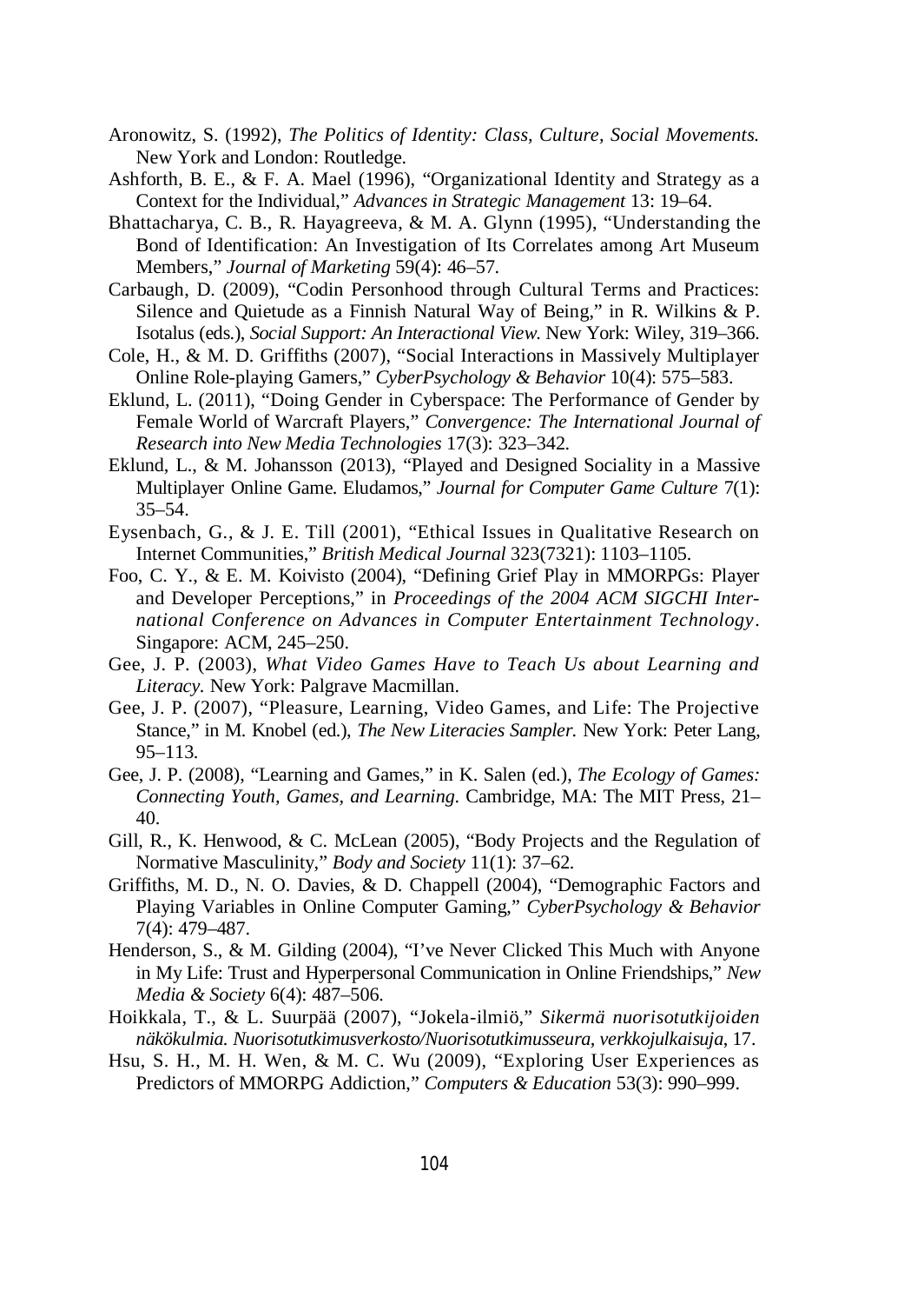Aronowitz, S. (1992), *The Politics of Identity: Class, Culture, Social Movements.* New York and London: Routledge.

Ashforth, B. E., & F. A. Mael (1996), "Organizational Identity and Strategy as a Context for the Individual," *Advances in Strategic Management* 13: 19–64.

Bhattacharya, C. B., R. Hayagreeva, & M. A. Glynn (1995), "Understanding the Bond of Identification: An Investigation of Its Correlates among Art Museum Members," *Journal of Marketing* 59(4): 46–57.

Carbaugh, D. (2009), "Codin Personhood through Cultural Terms and Practices: Silence and Quietude as a Finnish Natural Way of Being," in R. Wilkins & P. Isotalus (eds.), *Social Support: An Interactional View.* New York: Wiley, 319–366.

Cole, H., & M. D. Griffiths (2007), "Social Interactions in Massively Multiplayer Online Role-playing Gamers," *CyberPsychology & Behavior* 10(4): 575–583.

Eklund, L. (2011), "Doing Gender in Cyberspace: The Performance of Gender by Female World of Warcraft Players," *Convergence: The International Journal of Research into New Media Technologies* 17(3): 323–342.

Eklund, L., & M. Johansson (2013), "Played and Designed Sociality in a Massive Multiplayer Online Game. Eludamos," *Journal for Computer Game Culture* 7(1): 35–54.

Eysenbach, G., & J. E. Till (2001), "Ethical Issues in Qualitative Research on Internet Communities," *British Medical Journal* 323(7321): 1103–1105.

Foo, C. Y., & E. M. Koivisto (2004), "Defining Grief Play in MMORPGs: Player and Developer Perceptions," in *Proceedings of the 2004 ACM SIGCHI International Conference on Advances in Computer Entertainment Technology*. Singapore: ACM, 245–250.

Gee, J. P. (2003), *What Video Games Have to Teach Us about Learning and Literacy.* New York: Palgrave Macmillan.

Gee, J. P. (2007), "Pleasure, Learning, Video Games, and Life: The Projective Stance," in M. Knobel (ed.), *The New Literacies Sampler.* New York: Peter Lang, 95–113.

Gee, J. P. (2008), "Learning and Games," in K. Salen (ed.), *The Ecology of Games: Connecting Youth, Games, and Learning.* Cambridge, MA: The MIT Press, 21–40.

Gill, R., K. Henwood, & C. McLean (2005), "Body Projects and the Regulation of Normative Masculinity," *Body and Society* 11(1): 37–62.

Griffiths, M. D., N. O. Davies, & D. Chappell (2004), "Demographic Factors and Playing Variables in Online Computer Gaming," *CyberPsychology & Behavior* 7(4): 479–487.

Henderson, S., & M. Gilding (2004), "I've Never Clicked This Much with Anyone in My Life: Trust and Hyperpersonal Communication in Online Friendships," *New Media & Society* 6(4): 487–506.

Hoikkala, T., & L. Suurpää (2007), "Jokela-ilmiö," *Sikermä nuorisotutkijoiden näkökulmia. Nuorisotutkimusverkosto/Nuorisotutkimusseura, verkkojulkaisuja*, 17.

Hsu, S. H., M. H. Wen, & M. C. Wu (2009), "Exploring User Experiences as Predictors of MMORPG Addiction," *Computers & Education* 53(3): 990–999.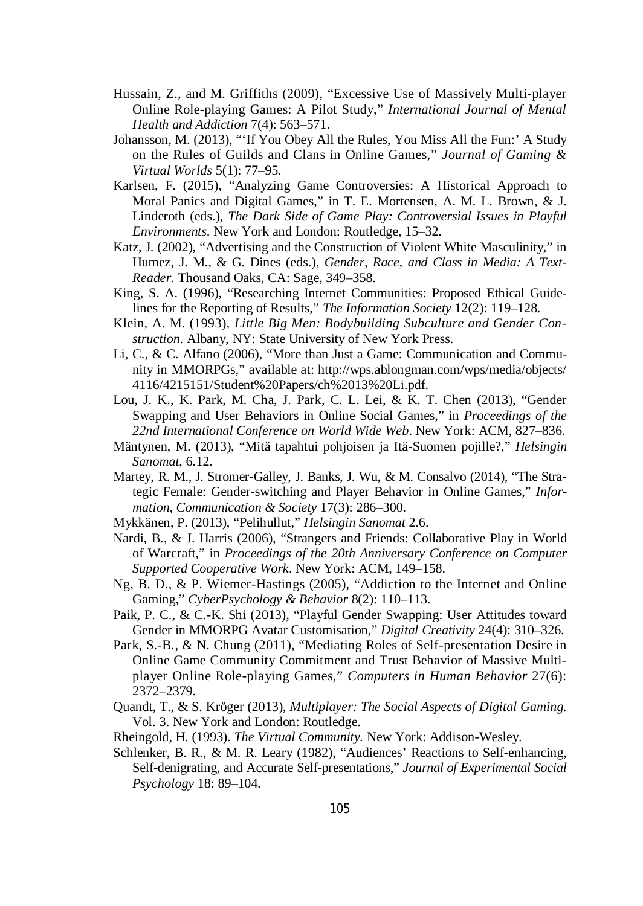Hussain, Z., and M. Griffiths (2009), "Excessive Use of Massively Multi-player Online Role-playing Games: A Pilot Study," *International Journal of Mental Health and Addiction* 7(4): 563–571.

Johansson, M. (2013), "'If You Obey All the Rules, You Miss All the Fun:' A Study on the Rules of Guilds and Clans in Online Games," *Journal of Gaming & Virtual Worlds* 5(1): 77–95.

Karlsen, F. (2015), "Analyzing Game Controversies: A Historical Approach to Moral Panics and Digital Games," in T. E. Mortensen, A. M. L. Brown, & J. Linderoth (eds.), *The Dark Side of Game Play: Controversial Issues in Playful Environments*. New York and London: Routledge, 15–32.

Katz, J. (2002), "Advertising and the Construction of Violent White Masculinity," in Humez, J. M., & G. Dines (eds.), *Gender, Race, and Class in Media: A Text-Reader*. Thousand Oaks, CA: Sage, 349–358.

King, S. A. (1996), "Researching Internet Communities: Proposed Ethical Guidelines for the Reporting of Results," *The Information Society* 12(2): 119–128.

Klein, A. M. (1993), *Little Big Men: Bodybuilding Subculture and Gender Construction.* Albany, NY: State University of New York Press.

Li, C., & C. Alfano (2006), "More than Just a Game: Communication and Community in MMORPGs," available at: http://wps.ablongman.com/wps/media/objects/4116/4215151/Student%20Papers/ch%2013%20Li.pdf.

Lou, J. K., K. Park, M. Cha, J. Park, C. L. Lei, & K. T. Chen (2013), "Gender Swapping and User Behaviors in Online Social Games," in *Proceedings of the 22nd International Conference on World Wide Web*. New York: ACM, 827–836.

Mäntynen, M. (2013), "Mitä tapahtui pohjoisen ja Itä-Suomen pojille?," *Helsingin Sanomat*, 6.12.

Martey, R. M., J. Stromer-Galley, J. Banks, J. Wu, & M. Consalvo (2014), "The Strategic Female: Gender-switching and Player Behavior in Online Games," *Information, Communication & Society* 17(3): 286–300.

Mykkänen, P. (2013), "Pelihullut," *Helsingin Sanomat* 2.6.

Nardi, B., & J. Harris (2006), "Strangers and Friends: Collaborative Play in World of Warcraft," in *Proceedings of the 20th Anniversary Conference on Computer Supported Cooperative Work*. New York: ACM, 149–158.

Ng, B. D., & P. Wiemer-Hastings (2005), "Addiction to the Internet and Online Gaming," *CyberPsychology & Behavior* 8(2): 110–113.

Paik, P. C., & C.-K. Shi (2013), "Playful Gender Swapping: User Attitudes toward Gender in MMORPG Avatar Customisation," *Digital Creativity* 24(4): 310–326.

Park, S.-B., & N. Chung (2011), "Mediating Roles of Self-presentation Desire in Online Game Community Commitment and Trust Behavior of Massive Multiplayer Online Role-playing Games," *Computers in Human Behavior* 27(6): 2372–2379.

Quandt, T., & S. Kröger (2013), *Multiplayer: The Social Aspects of Digital Gaming.* Vol. 3. New York and London: Routledge.

Rheingold, H. (1993). *The Virtual Community.* New York: Addison-Wesley.

Schlenker, B. R., & M. R. Leary (1982), "Audiences' Reactions to Self-enhancing, Self-denigrating, and Accurate Self-presentations," *Journal of Experimental Social Psychology* 18: 89–104.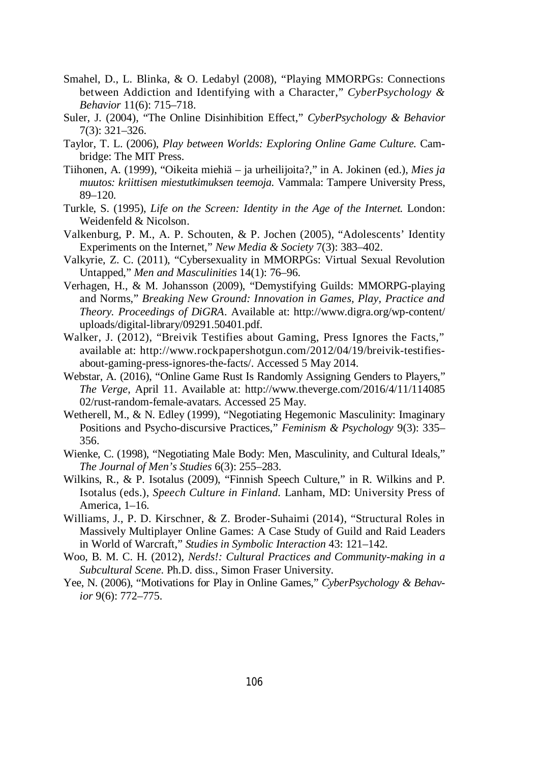Smahel, D., L. Blinka, & O. Ledabyl (2008), "Playing MMORPGs: Connections between Addiction and Identifying with a Character," *CyberPsychology & Behavior* 11(6): 715–718.

Suler, J. (2004), "The Online Disinhibition Effect," *CyberPsychology & Behavior* 7(3): 321–326.

Taylor, T. L. (2006), *Play between Worlds: Exploring Online Game Culture.* Cambridge: The MIT Press.

Tiihonen, A. (1999), "Oikeita miehiä – ja urheilijoita?," in A. Jokinen (ed.), *Mies ja muutos: kriittisen miestutkimuksen teemoja.* Vammala: Tampere University Press, 89–120.

Turkle, S. (1995), *Life on the Screen: Identity in the Age of the Internet.* London: Weidenfeld & Nicolson.

Valkenburg, P. M., A. P. Schouten, & P. Jochen (2005), "Adolescents' Identity Experiments on the Internet," *New Media & Society* 7(3): 383–402.

Valkyrie, Z. C. (2011), "Cybersexuality in MMORPGs: Virtual Sexual Revolution Untapped," *Men and Masculinities* 14(1): 76–96.

Verhagen, H., & M. Johansson (2009), "Demystifying Guilds: MMORPG-playing and Norms," *Breaking New Ground: Innovation in Games, Play, Practice and Theory. Proceedings of DiGRA*. Available at: http://www.digra.org/wp-content/uploads/digital-library/09291.50401.pdf.

Walker, J. (2012), "Breivik Testifies about Gaming, Press Ignores the Facts," available at: http://www.rockpapershotgun.com/2012/04/19/breivik-testifies-about-gaming-press-ignores-the-facts/. Accessed 5 May 2014.

Webstar, A. (2016), "Online Game Rust Is Randomly Assigning Genders to Players," *The Verge*, April 11. Available at: http://www.theverge.com/2016/4/11/11408502/rust-random-female-avatars. Accessed 25 May.

Wetherell, M., & N. Edley (1999), "Negotiating Hegemonic Masculinity: Imaginary Positions and Psycho-discursive Practices," *Feminism & Psychology* 9(3): 335–356.

Wienke, C. (1998), "Negotiating Male Body: Men, Masculinity, and Cultural Ideals," *The Journal of Men's Studies* 6(3): 255–283.

Wilkins, R., & P. Isotalus (2009), "Finnish Speech Culture," in R. Wilkins and P. Isotalus (eds.), *Speech Culture in Finland.* Lanham, MD: University Press of America, 1–16.

Williams, J., P. D. Kirschner, & Z. Broder-Suhaimi (2014), "Structural Roles in Massively Multiplayer Online Games: A Case Study of Guild and Raid Leaders in World of Warcraft," *Studies in Symbolic Interaction* 43: 121–142.

Woo, B. M. C. H. (2012), *Nerds!: Cultural Practices and Community-making in a Subcultural Scene*. Ph.D. diss., Simon Fraser University.

Yee, N. (2006), "Motivations for Play in Online Games," *CyberPsychology & Behavior* 9(6): 772–775.